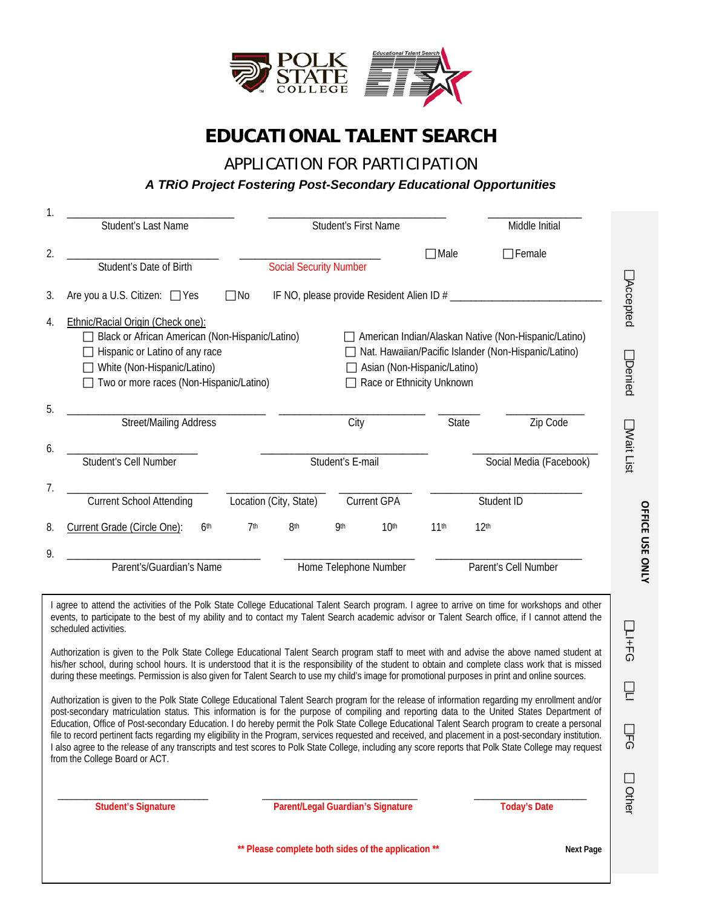# EDUCATIONAL TALENT SEARCH

## APPLICATION FOR PARTICIPATION

***A TRiO Project Fostering Post-Secondary Educational Opportunities***

1. ______________________ Student's Last Name ______________________ Student's First Name ____________ Middle Initial

2. ______________________ Student's Date of Birth ______________________ Social Security Number ☐Male ☐Female

3. Are you a U.S. Citizen: ☐Yes ☐No IF NO, please provide Resident Alien # ______________________

4. Ethnic/Racial Origin (Check one):
   - ☐ Black or African American (Non-Hispanic/Latino)
   - ☐ Hispanic or Latino of any race
   - ☐ White (Non-Hispanic/Latino)
   - ☐ Two or more races (Non-Hispanic/Latino)
   - ☐ American Indian/Alaskan Native (Non-Hispanic/Latino)
   - ☐ Nat. Hawaiian/Pacific Islander (Non-Hispanic/Latino)
   - ☐ Asian (Non-Hispanic/Latino)
   - ☐ Race or Ethnicity Unknown

5. ______________________ Street/Mailing Address ______________________ City ________ State ____________ Zip Code

6. ______________________ Student's Cell Number ______________________ Student's E-mail ______________________ Social Media (Facebook)

7. ______________________ Current School Attending ______________ Location (City, State) ____________ Current GPA ______________________ Student ID

8. Current Grade (Circle One): 6th 7th 8th 9th 10th 11th 12th

9. ______________________ Parent's/Guardian's Name ______________________ Home Telephone Number ______________________ Parent's Cell Number

I agree to attend the activities of the Polk State College Educational Talent Search program. I agree to arrive on time for workshops and other events, to participate to the best of my ability and to contact my Talent Search academic advisor or Talent Search office, if I cannot attend the scheduled activities.

Authorization is given to the Polk State College Educational Talent Search program staff to meet with and advise the above named student at his/her school, during school hours. It is understood that it is the responsibility of the student to obtain and complete class work that is missed during these meetings. Permission is also given for Talent Search to use my child's image for promotional purposes in print and online sources.

Authorization is given to the Polk State College Educational Talent Search program for the release of information regarding my enrollment and/or post-secondary matriculation status. This information is for the purpose of compiling and reporting data to the United States Department of Education, Office of Post-secondary Education. I do hereby permit the Polk State College Educational Talent Search program to create a personal file to record pertinent facts regarding my eligibility in the Program, services requested and received, and placement in a post-secondary institution. I also agree to the release of any transcripts and test scores to Polk State College, including any score reports that Polk State College may request from the College Board or ACT.

______________________ **Student's Signature** ______________________ **Parent/Legal Guardian's Signature** ______________________ **Today's Date**

**\*\* Please complete both sides of the application \*\***

**Next Page**

**OFFICE USE ONLY**

☐Accepted ☐Denied ☐Wait List

☐LI+FG ☐LI ☐FG ☐ Other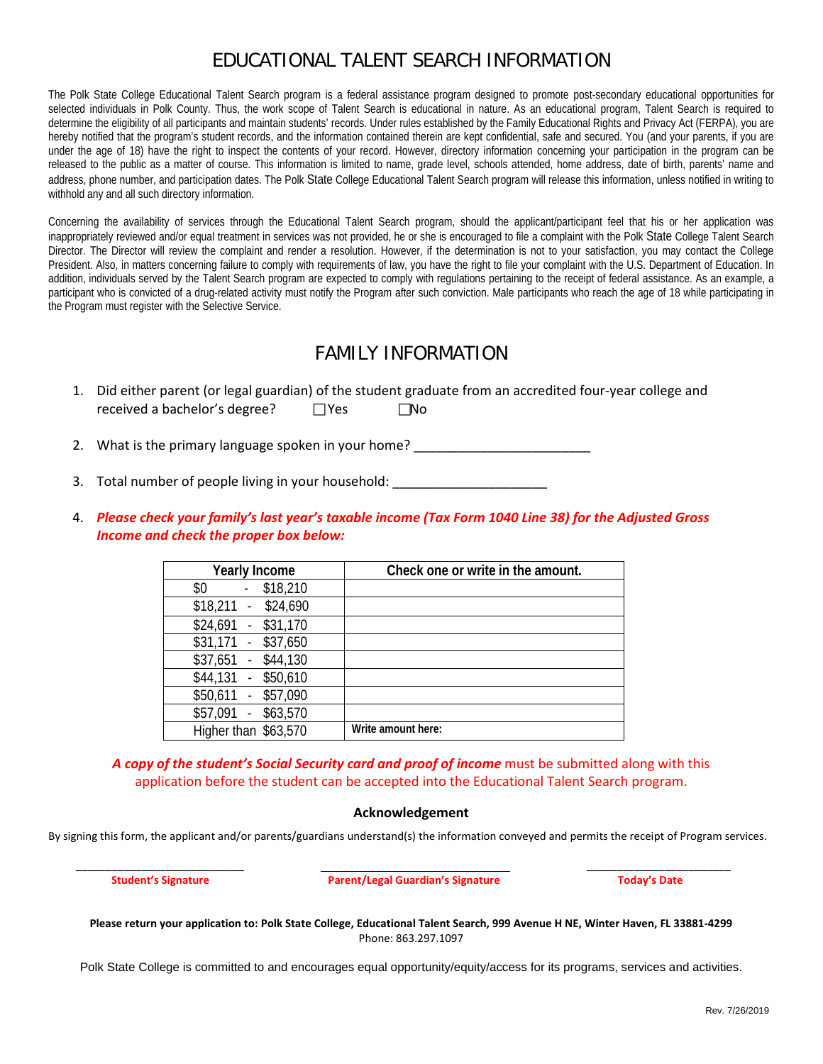# EDUCATIONAL TALENT SEARCH INFORMATION

The Polk State College Educational Talent Search program is a federal assistance program designed to promote post-secondary educational opportunities for selected individuals in Polk County. Thus, the work scope of Talent Search is educational in nature. As an educational program, Talent Search is required to determine the eligibility of all participants and maintain students' records. Under rules established by the Family Educational Rights and Privacy Act (FERPA), you are hereby notified that the program's student records, and the information contained therein are kept confidential, safe and secured. You (and your parents, if you are under the age of 18) have the right to inspect the contents of your record. However, directory information concerning your participation in the program can be released to the public as a matter of course. This information is limited to name, grade level, schools attended, home address, date of birth, parents' name and address, phone number, and participation dates. The Polk State College Educational Talent Search program will release this information, unless notified in writing to withhold any and all such directory information.

Concerning the availability of services through the Educational Talent Search program, should the applicant/participant feel that his or her application was inappropriately reviewed and/or equal treatment in services was not provided, he or she is encouraged to file a complaint with the Polk State College Talent Search Director. The Director will review the complaint and render a resolution. However, if the determination is not to your satisfaction, you may contact the College President. Also, in matters concerning failure to comply with requirements of law, you have the right to file your complaint with the U.S. Department of Education. In addition, individuals served by the Talent Search program are expected to comply with regulations pertaining to the receipt of federal assistance. As an example, a participant who is convicted of a drug-related activity must notify the Program after such conviction. Male participants who reach the age of 18 while participating in the Program must register with the Selective Service.

# FAMILY INFORMATION

1. Did either parent (or legal guardian) of the student graduate from an accredited four-year college and received a bachelor's degree? ☐Yes ☐No

2. What is the primary language spoken in your home? ________________________

3. Total number of people living in your household: _____________________

4. ***Please check your family's last year's taxable income (Tax Form 1040 Line 38) for the Adjusted Gross Income and check the proper box below:***

| Yearly Income | Check one or write in the amount. |
|---|---|
| $0 - $18,210 | |
| $18,211 - $24,690 | |
| $24,691 - $31,170 | |
| $31,171 - $37,650 | |
| $37,651 - $44,130 | |
| $44,131 - $50,610 | |
| $50,611 - $57,090 | |
| $57,091 - $63,570 | |
| Higher than $63,570 | **Write amount here:** |

***A copy of the student's Social Security card and proof of income*** must be submitted along with this application before the student can be accepted into the Educational Talent Search program.

**Acknowledgement**

By signing this form, the applicant and/or parents/guardians understand(s) the information conveyed and permits the receipt of Program services.

___________________________ ______________________________ _______________________

**Student's Signature** **Parent/Legal Guardian's Signature** **Today's Date**

**Please return your application to: Polk State College, Educational Talent Search, 999 Avenue H NE, Winter Haven, FL 33881-4299**
Phone: 863.297.1097

Polk State College is committed to and encourages equal opportunity/equity/access for its programs, services and activities.

Rev. 7/26/2019